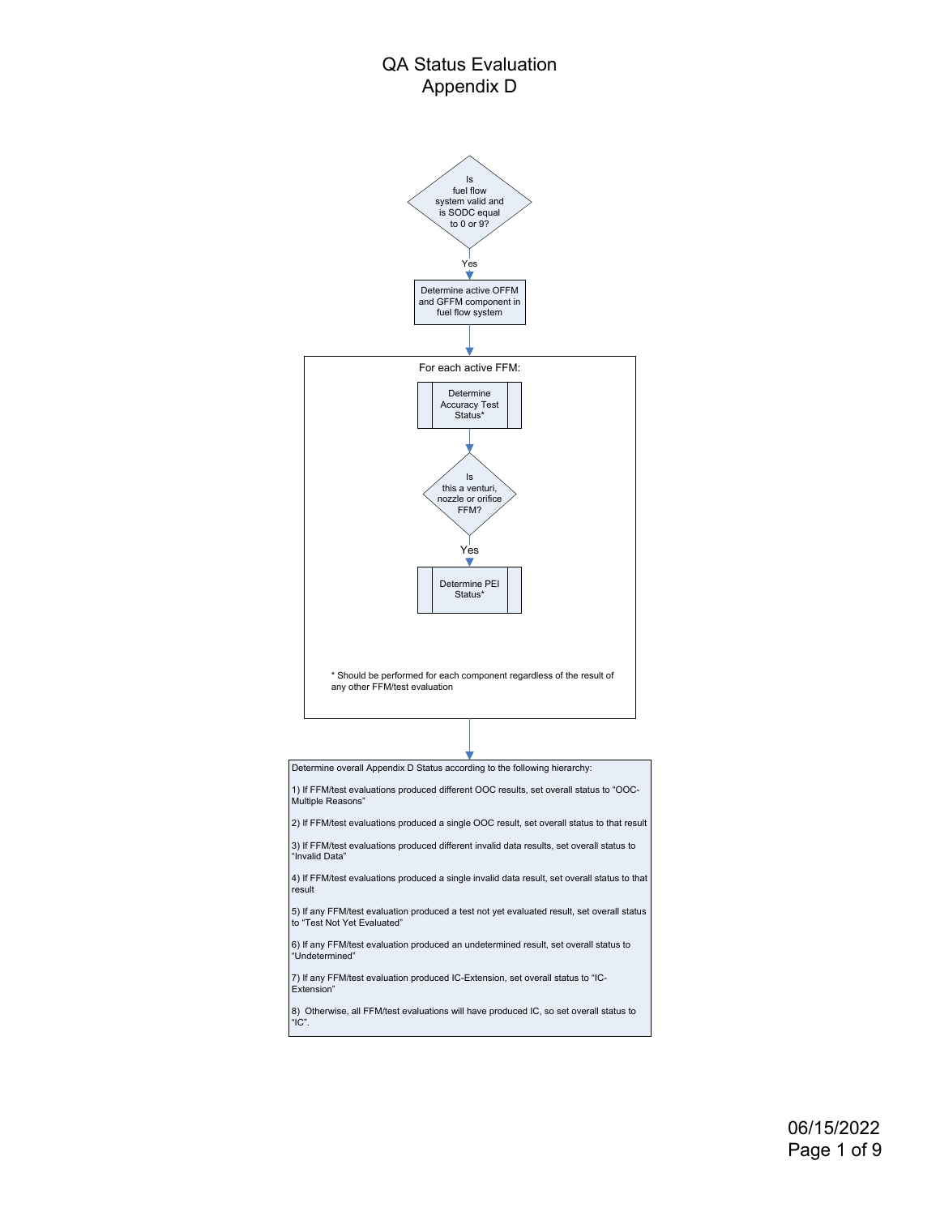# QA Status Evaluation
## Appendix D

Is fuel flow system valid and is SODC equal to 0 or 9?

Yes

Determine active OFFM and GFFM component in fuel flow system

For each active FFM:

Determine Accuracy Test Status*

Is this a venturi, nozzle or orifice FFM?

Yes

Determine PEI Status*

\* Should be performed for each component regardless of the result of any other FFM/test evaluation

Determine overall Appendix D Status according to the following hierarchy:

1) If FFM/test evaluations produced different OOC results, set overall status to "OOC-Multiple Reasons"

2) If FFM/test evaluations produced a single OOC result, set overall status to that result

3) If FFM/test evaluations produced different invalid data results, set overall status to "Invalid Data"

4) If FFM/test evaluations produced a single invalid data result, set overall status to that result

5) If any FFM/test evaluation produced a test not yet evaluated result, set overall status to "Test Not Yet Evaluated"

6) If any FFM/test evaluation produced an undetermined result, set overall status to "Undetermined"

7) If any FFM/test evaluation produced IC-Extension, set overall status to "IC-Extension"

8) Otherwise, all FFM/test evaluations will have produced IC, so set overall status to "IC".

06/15/2022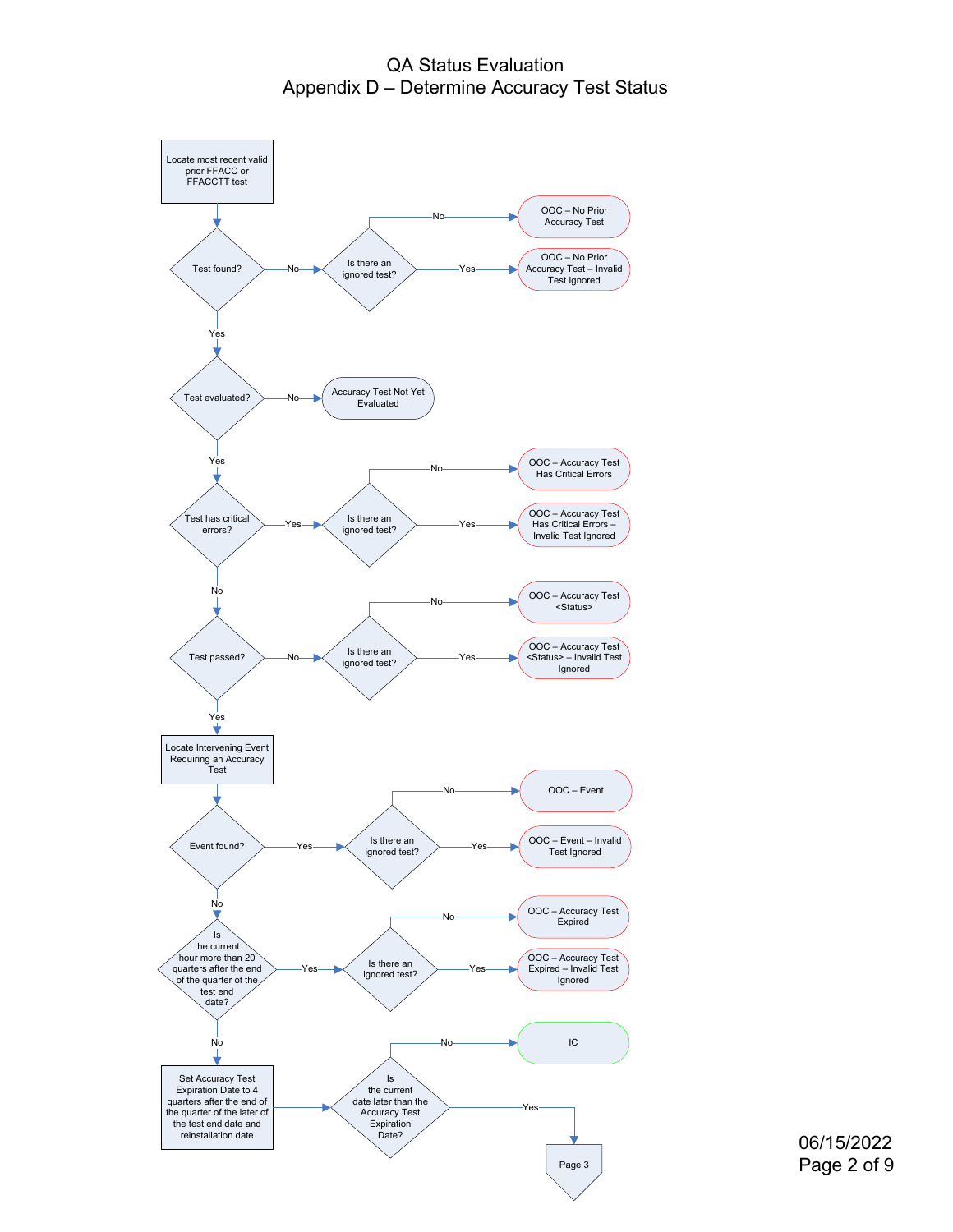# QA Status Evaluation

## Appendix D – Determine Accuracy Test Status

Locate most recent valid prior FFACC or FFACCTT test

Test found?

- No → Is there an ignored test?
  - No → OOC – No Prior Accuracy Test
  - Yes → OOC – No Prior Accuracy Test – Invalid Test Ignored
- Yes → Test evaluated?
  - No → Accuracy Test Not Yet Evaluated
  - Yes → Test has critical errors?
    - Yes → Is there an ignored test?
      - No → OOC – Accuracy Test Has Critical Errors
      - Yes → OOC – Accuracy Test Has Critical Errors – Invalid Test Ignored
    - No → Test passed?
      - No → Is there an ignored test?
        - No → OOC – Accuracy Test <Status>
        - Yes → OOC – Accuracy Test <Status> – Invalid Test Ignored
      - Yes → Locate Intervening Event Requiring an Accuracy Test

Event found?

- Yes → Is there an ignored test?
  - No → OOC – Event
  - Yes → OOC – Event – Invalid Test Ignored
- No → Is the current hour more than 20 quarters after the end of the quarter of the test end date?
  - Yes → Is there an ignored test?
    - No → OOC – Accuracy Test Expired
    - Yes → OOC – Accuracy Test Expired – Invalid Test Ignored
  - No → Set Accuracy Test Expiration Date to 4 quarters after the end of the quarter of the later of the test end date and reinstallation date

Is the current date later than the Accuracy Test Expiration Date?

- No → IC
- Yes → Page 3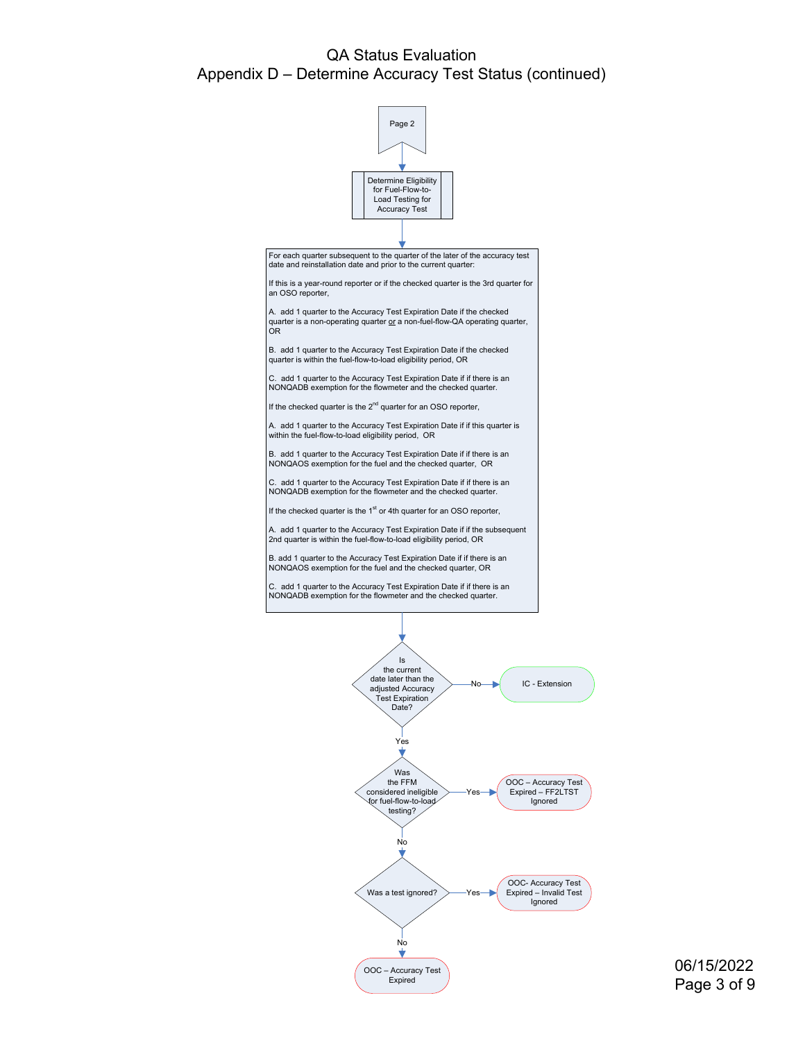# QA Status Evaluation

## Appendix D – Determine Accuracy Test Status (continued)

Page 2

**Determine Eligibility for Fuel-Flow-to-Load Testing for Accuracy Test**

For each quarter subsequent to the quarter of the later of the accuracy test date and reinstallation date and prior to the current quarter:

If this is a year-round reporter or if the checked quarter is the 3rd quarter for an OSO reporter,

A. add 1 quarter to the Accuracy Test Expiration Date if the checked quarter is a non-operating quarter or a non-fuel-flow-QA operating quarter, OR

B. add 1 quarter to the Accuracy Test Expiration Date if the checked quarter is within the fuel-flow-to-load eligibility period, OR

C. add 1 quarter to the Accuracy Test Expiration Date if if there is an NONQADB exemption for the flowmeter and the checked quarter.

If the checked quarter is the 2nd quarter for an OSO reporter,

A. add 1 quarter to the Accuracy Test Expiration Date if if this quarter is within the fuel-flow-to-load eligibility period, OR

B. add 1 quarter to the Accuracy Test Expiration Date if if there is an NONQAOS exemption for the fuel and the checked quarter, OR

C. add 1 quarter to the Accuracy Test Expiration Date if if there is an NONQADB exemption for the flowmeter and the checked quarter.

If the checked quarter is the 1st or 4th quarter for an OSO reporter,

A. add 1 quarter to the Accuracy Test Expiration Date if if the subsequent 2nd quarter is within the fuel-flow-to-load eligibility period, OR

B. add 1 quarter to the Accuracy Test Expiration Date if if there is an NONQAOS exemption for the fuel and the checked quarter, OR

C. add 1 quarter to the Accuracy Test Expiration Date if if there is an NONQADB exemption for the flowmeter and the checked quarter.

**Is the current date later than the adjusted Accuracy Test Expiration Date?**
- No → IC - Extension
- Yes → **Was the FFM considered ineligible for fuel-flow-to-load testing?**
  - Yes → OOC – Accuracy Test Expired – FF2LTST Ignored
  - No → **Was a test ignored?**
    - Yes → OOC- Accuracy Test Expired – Invalid Test Ignored
    - No → OOC – Accuracy Test Expired

06/15/2022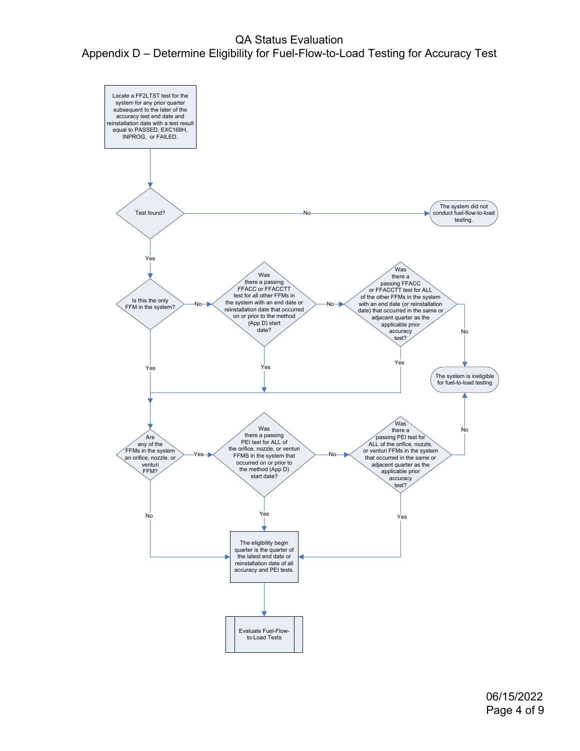# QA Status Evaluation

## Appendix D – Determine Eligibility for Fuel-Flow-to-Load Testing for Accuracy Test

Locate a FF2LTST test for the system for any prior quarter subsequent to the later of the accuracy test end date and reinstallation date with a test result equal to PASSED, EXC168H, INPROG, or FAILED.

Test found?

- No → The system did not conduct fuel-flow-to-load testing.
- Yes → Is this the only FFM in the system?

Is this the only FFM in the system?

- Yes → Are any of the FFMs in the system an orifice, nozzle, or venturi FFM?
- No → Was there a passing FFACC or FFACCTT test for all other FFMs in the system with an end date or reinstallation date that occurred on or prior to the method (App D) start date?

Was there a passing FFACC or FFACCTT test for all other FFMs in the system with an end date or reinstallation date that occurred on or prior to the method (App D) start date?

- Yes → Are any of the FFMs in the system an orifice, nozzle, or venturi FFM?
- No → Was there a passing FFACC or FFACCTT test for ALL of the other FFMs in the system with an end date (or reinstallation date) that occurred in the same or adjacent quarter as the applicable prior accuracy test?

Was there a passing FFACC or FFACCTT test for ALL of the other FFMs in the system with an end date (or reinstallation date) that occurred in the same or adjacent quarter as the applicable prior accuracy test?

- Yes → Are any of the FFMs in the system an orifice, nozzle, or venturi FFM?
- No → The system is ineligible for fuel-to-load testing

Are any of the FFMs in the system an orifice, nozzle, or venturi FFM?

- No → The eligibility begin quarter is the quarter of the latest end date or reinstallation date of all accuracy and PEI tests.
- Yes → Was there a passing PEI test for ALL of the orifice, nozzle, or venturi FFMS in the system that occurred on or prior to the method (App D) start date?

Was there a passing PEI test for ALL of the orifice, nozzle, or venturi FFMS in the system that occurred on or prior to the method (App D) start date?

- Yes → The eligibility begin quarter is the quarter of the latest end date or reinstallation date of all accuracy and PEI tests.
- No → Was there a passing PEI test for ALL of the orifice, nozzle, or venturi FFMs in the system that occurred in the same or adjacent quarter as the applicable prior accuracy test?

Was there a passing PEI test for ALL of the orifice, nozzle, or venturi FFMs in the system that occurred in the same or adjacent quarter as the applicable prior accuracy test?

- Yes → The eligibility begin quarter is the quarter of the latest end date or reinstallation date of all accuracy and PEI tests.
- No → The system is ineligible for fuel-to-load testing

The eligibility begin quarter is the quarter of the latest end date or reinstallation date of all accuracy and PEI tests. → Evaluate Fuel-Flow-to-Load Tests

06/15/2022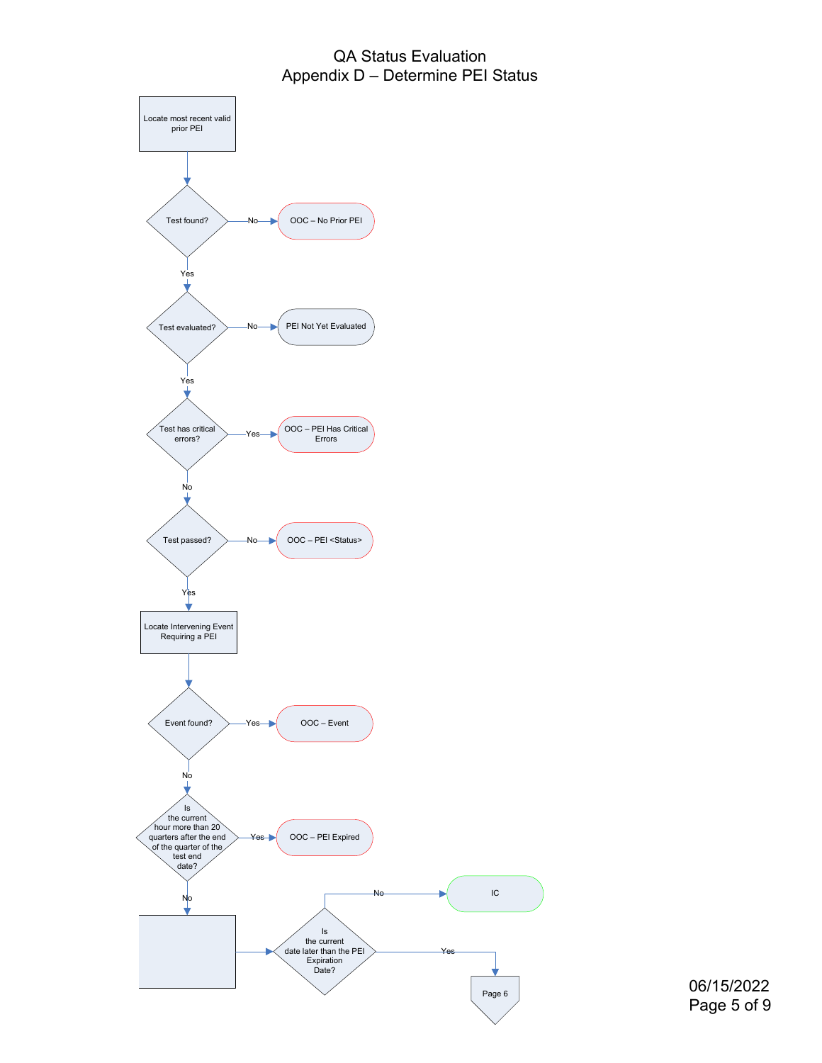# QA Status Evaluation
## Appendix D – Determine PEI Status

1. Locate most recent valid prior PEI
2. **Test found?**
   - No → OOC – No Prior PEI
   - Yes → continue
3. **Test evaluated?**
   - No → PEI Not Yet Evaluated
   - Yes → continue
4. **Test has critical errors?**
   - Yes → OOC – PEI Has Critical Errors
   - No → continue
5. **Test passed?**
   - No → OOC – PEI <Status>
   - Yes → continue
6. Locate Intervening Event Requiring a PEI
7. **Event found?**
   - Yes → OOC – Event
   - No → continue
8. **Is the current hour more than 20 quarters after the end of the quarter of the test end date?**
   - Yes → OOC – PEI Expired
   - No → continue
9. **Is the current date later than the PEI Expiration Date?**
   - No → IC
   - Yes → Page 6

06/15/2022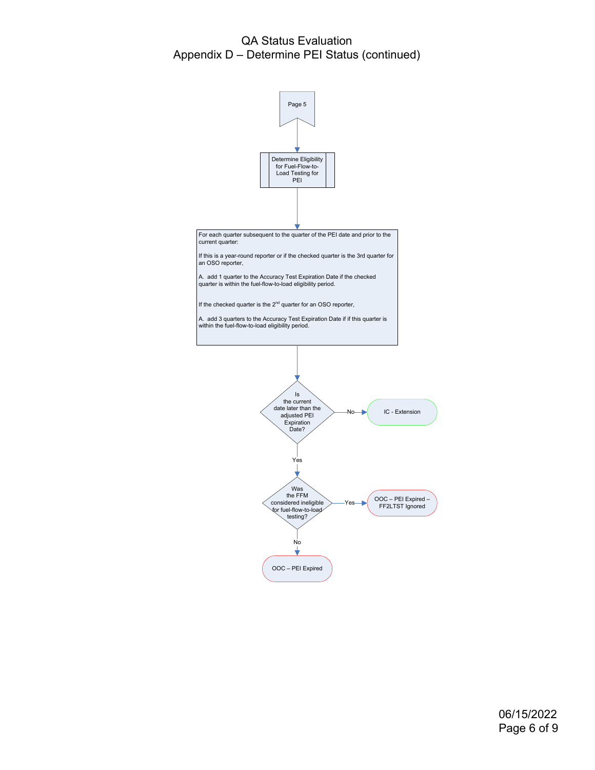# QA Status Evaluation
## Appendix D – Determine PEI Status (continued)

Page 5

**Determine Eligibility for Fuel-Flow-to-Load Testing for PEI**

For each quarter subsequent to the quarter of the PEI date and prior to the current quarter:

If this is a year-round reporter or if the checked quarter is the 3rd quarter for an OSO reporter,

A. add 1 quarter to the Accuracy Test Expiration Date if the checked quarter is within the fuel-flow-to-load eligibility period.

If the checked quarter is the 2nd quarter for an OSO reporter,

A. add 3 quarters to the Accuracy Test Expiration Date if if this quarter is within the fuel-flow-to-load eligibility period.

**Is the current date later than the adjusted PEI Expiration Date?**

- No → IC - Extension
- Yes → **Was the FFM considered ineligible for fuel-flow-to-load testing?**
  - Yes → OOC – PEI Expired – FF2LTST Ignored
  - No → OOC – PEI Expired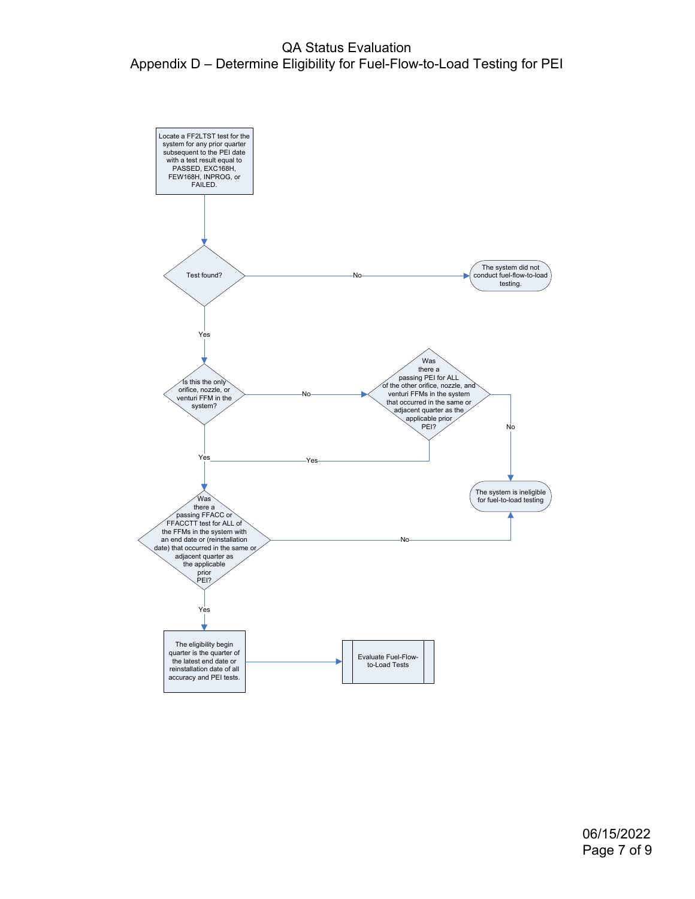# QA Status Evaluation

## Appendix D – Determine Eligibility for Fuel-Flow-to-Load Testing for PEI

Locate a FF2LTST test for the system for any prior quarter subsequent to the PEI date with a test result equal to PASSED, EXC168H, FEW168H, INPROG, or FAILED.

Test found?

No

The system did not conduct fuel-flow-to-load testing.

Yes

Is this the only orifice, nozzle, or venturi FFM in the system?

No

Was there a passing PEI for ALL of the other orifice, nozzle, and venturi FFMs in the system that occurred in the same or adjacent quarter as the applicable prior PEI?

No

The system is ineligible for fuel-to-load testing

Yes

Yes

Was there a passing FFACC or FFACCTT test for ALL of the FFMs in the system with an end date or (reinstallation date) that occurred in the same or adjacent quarter as the applicable prior PEI?

No

Yes

The eligibility begin quarter is the quarter of the latest end date or reinstallation date of all accuracy and PEI tests.

Evaluate Fuel-Flow-to-Load Tests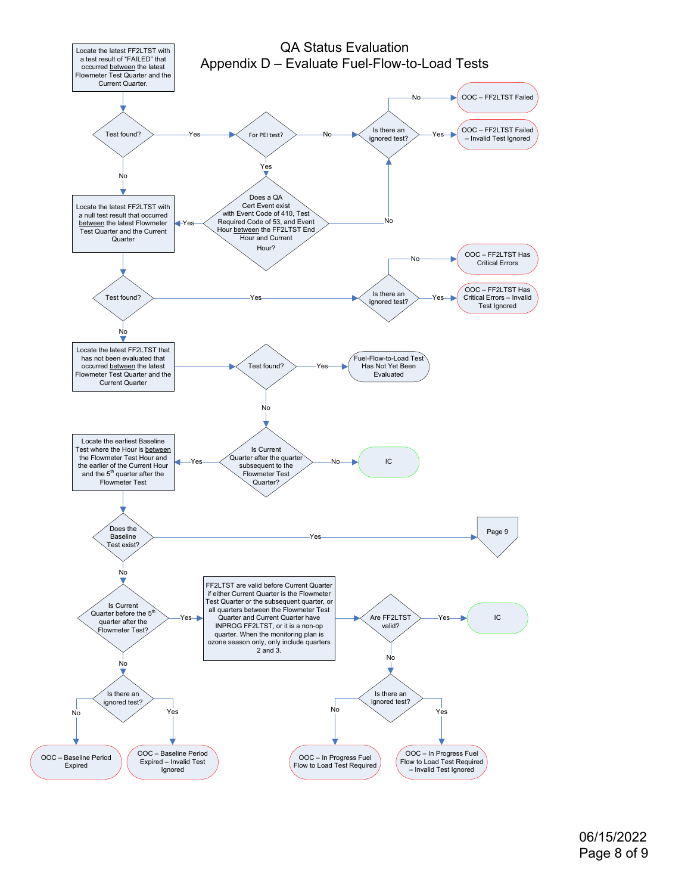# QA Status Evaluation

## Appendix D – Evaluate Fuel-Flow-to-Load Tests

Locate the latest FF2LTST with a test result of "FAILED" that occurred between the latest Flowmeter Test Quarter and the Current Quarter.

**Test found?**
- **Yes** → **For PEI test?**
  - **No** → **Is there an ignored test?**
    - **No** → OOC – FF2LTST Failed
    - **Yes** → OOC – FF2LTST Failed – Invalid Test Ignored
  - **Yes** → **Does a QA Cert Event exist with Event Code of 410, Test Required Code of 53, and Event Hour between the FF2LTST End Hour and Current Hour?**
    - **No** → **Is there an ignored test?** (see above)
    - **Yes** → Locate the latest FF2LTST with a null test result (below)
- **No** → Locate the latest FF2LTST with a null test result that occurred between the latest Flowmeter Test Quarter and the Current Quarter

**Test found?**
- **Yes** → **Is there an ignored test?**
  - **No** → OOC – FF2LTST Has Critical Errors
  - **Yes** → OOC – FF2LTST Has Critical Errors – Invalid Test Ignored
- **No** → Locate the latest FF2LTST that has not been evaluated that occurred between the latest Flowmeter Test Quarter and the Current Quarter

**Test found?**
- **Yes** → Fuel-Flow-to-Load Test Has Not Yet Been Evaluated
- **No** → **Is Current Quarter after the quarter subsequent to the Flowmeter Test Quarter?**
  - **No** → IC
  - **Yes** → Locate the earliest Baseline Test where the Hour is between the Flowmeter Test Hour and the earlier of the Current Hour and the 5th quarter after the Flowmeter Test

**Does the Baseline Test exist?**
- **Yes** → Page 9
- **No** → **Is Current Quarter before the 5th quarter after the Flowmeter Test?**
  - **No** → **Is there an ignored test?**
    - **No** → OOC – Baseline Period Expired
    - **Yes** → OOC – Baseline Period Expired – Invalid Test Ignored
  - **Yes** → FF2LTST are valid before Current Quarter if either Current Quarter is the Flowmeter Test Quarter or the subsequent quarter, or all quarters between the Flowmeter Test Quarter and Current Quarter have INPROG FF2LTST, or it is a non-op quarter. When the monitoring plan is ozone season only, only include quarters 2 and 3.

**Are FF2LTST valid?**
- **Yes** → IC
- **No** → **Is there an ignored test?**
  - **No** → OOC – In Progress Fuel Flow to Load Test Required
  - **Yes** → OOC – In Progress Fuel Flow to Load Test Required – Invalid Test Ignored

06/15/2022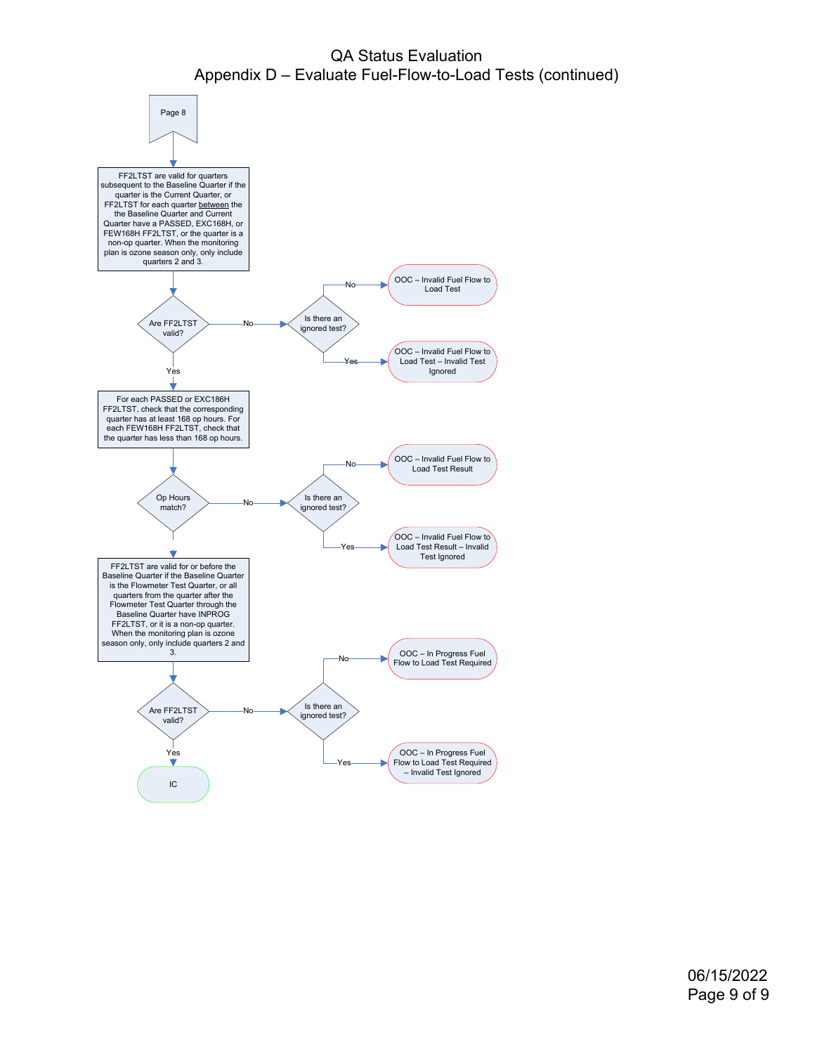# QA Status Evaluation

## Appendix D – Evaluate Fuel-Flow-to-Load Tests (continued)

Page 8

FF2LTST are valid for quarters subsequent to the Baseline Quarter if the quarter is the Current Quarter, or FF2LTST for each quarter between the the Baseline Quarter and Current Quarter have a PASSED, EXC168H, or FEW168H FF2LTST, or the quarter is a non-op quarter. When the monitoring plan is ozone season only, only include quarters 2 and 3.

Are FF2LTST valid?

- No → Is there an ignored test?
  - No → OOC – Invalid Fuel Flow to Load Test
  - Yes → OOC – Invalid Fuel Flow to Load Test – Invalid Test Ignored
- Yes →

For each PASSED or EXC186H FF2LTST, check that the corresponding quarter has at least 168 op hours. For each FEW168H FF2LTST, check that the quarter has less than 168 op hours.

Op Hours match?

- No → Is there an ignored test?
  - No → OOC – Invalid Fuel Flow to Load Test Result
  - Yes → OOC – Invalid Fuel Flow to Load Test Result – Invalid Test Ignored

FF2LTST are valid for or before the Baseline Quarter if the Baseline Quarter is the Flowmeter Test Quarter, or all quarters from the quarter after the Flowmeter Test Quarter through the Baseline Quarter have INPROG FF2LTST, or it is a non-op quarter. When the monitoring plan is ozone season only, only include quarters 2 and 3.

Are FF2LTST valid?

- No → Is there an ignored test?
  - No → OOC – In Progress Fuel Flow to Load Test Required
  - Yes → OOC – In Progress Fuel Flow to Load Test Required – Invalid Test Ignored
- Yes → IC

06/15/2022